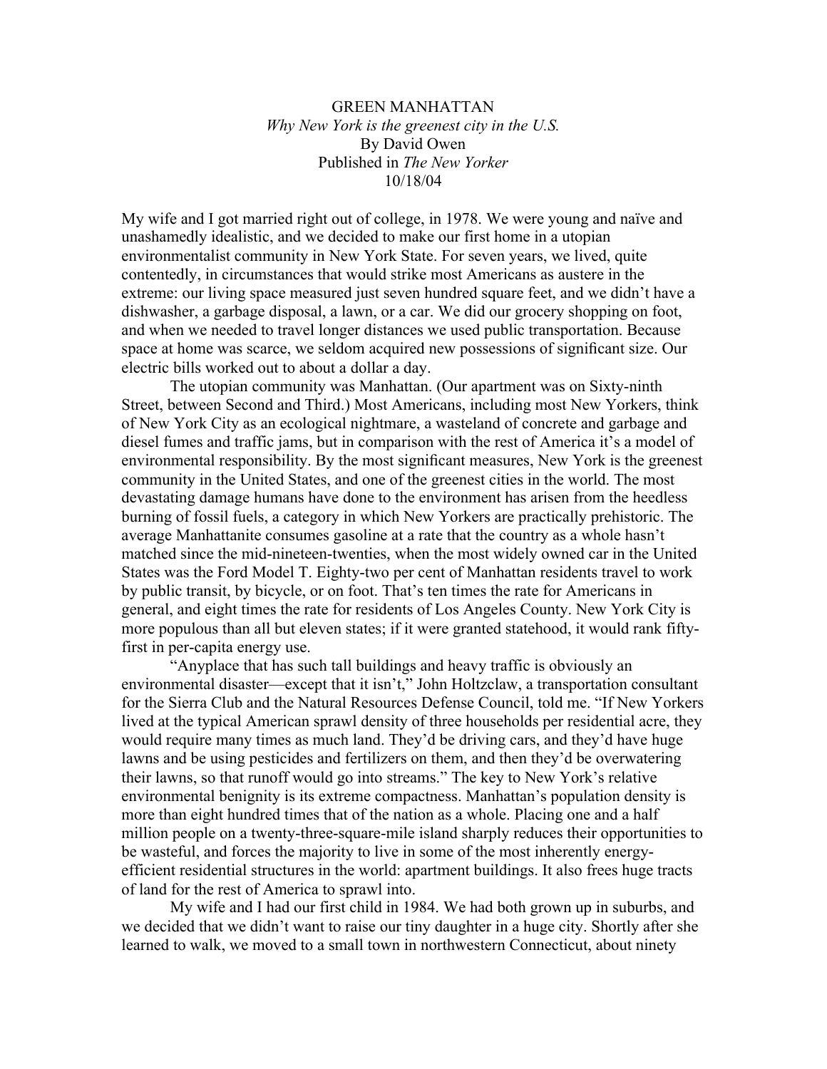# GREEN MANHATTAN

*Why New York is the greenest city in the U.S.*

By David Owen

Published in *The New Yorker*

10/18/04

My wife and I got married right out of college, in 1978. We were young and naïve and unashamedly idealistic, and we decided to make our first home in a utopian environmentalist community in New York State. For seven years, we lived, quite contentedly, in circumstances that would strike most Americans as austere in the extreme: our living space measured just seven hundred square feet, and we didn't have a dishwasher, a garbage disposal, a lawn, or a car. We did our grocery shopping on foot, and when we needed to travel longer distances we used public transportation. Because space at home was scarce, we seldom acquired new possessions of significant size. Our electric bills worked out to about a dollar a day.

The utopian community was Manhattan. (Our apartment was on Sixty-ninth Street, between Second and Third.) Most Americans, including most New Yorkers, think of New York City as an ecological nightmare, a wasteland of concrete and garbage and diesel fumes and traffic jams, but in comparison with the rest of America it's a model of environmental responsibility. By the most significant measures, New York is the greenest community in the United States, and one of the greenest cities in the world. The most devastating damage humans have done to the environment has arisen from the heedless burning of fossil fuels, a category in which New Yorkers are practically prehistoric. The average Manhattanite consumes gasoline at a rate that the country as a whole hasn't matched since the mid-nineteen-twenties, when the most widely owned car in the United States was the Ford Model T. Eighty-two per cent of Manhattan residents travel to work by public transit, by bicycle, or on foot. That's ten times the rate for Americans in general, and eight times the rate for residents of Los Angeles County. New York City is more populous than all but eleven states; if it were granted statehood, it would rank fifty-first in per-capita energy use.

"Anyplace that has such tall buildings and heavy traffic is obviously an environmental disaster—except that it isn't," John Holtzclaw, a transportation consultant for the Sierra Club and the Natural Resources Defense Council, told me. "If New Yorkers lived at the typical American sprawl density of three households per residential acre, they would require many times as much land. They'd be driving cars, and they'd have huge lawns and be using pesticides and fertilizers on them, and then they'd be overwatering their lawns, so that runoff would go into streams." The key to New York's relative environmental benignity is its extreme compactness. Manhattan's population density is more than eight hundred times that of the nation as a whole. Placing one and a half million people on a twenty-three-square-mile island sharply reduces their opportunities to be wasteful, and forces the majority to live in some of the most inherently energy-efficient residential structures in the world: apartment buildings. It also frees huge tracts of land for the rest of America to sprawl into.

My wife and I had our first child in 1984. We had both grown up in suburbs, and we decided that we didn't want to raise our tiny daughter in a huge city. Shortly after she learned to walk, we moved to a small town in northwestern Connecticut, about ninety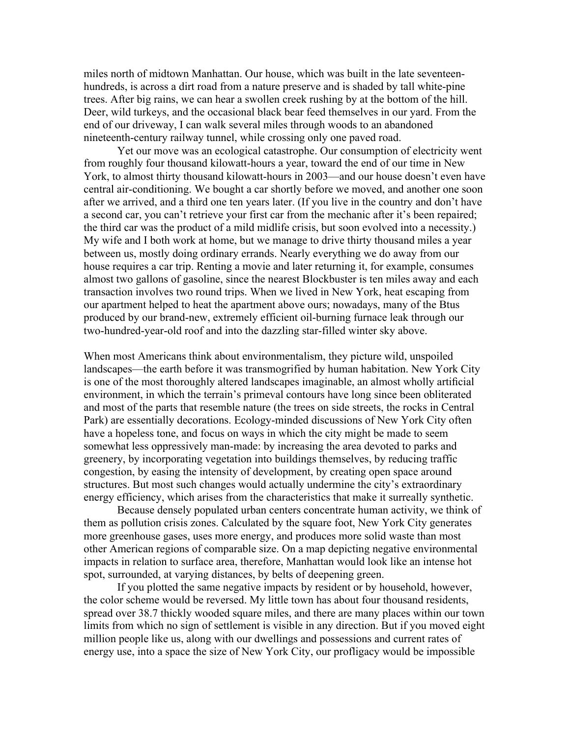miles north of midtown Manhattan. Our house, which was built in the late seventeen-hundreds, is across a dirt road from a nature preserve and is shaded by tall white-pine trees. After big rains, we can hear a swollen creek rushing by at the bottom of the hill. Deer, wild turkeys, and the occasional black bear feed themselves in our yard. From the end of our driveway, I can walk several miles through woods to an abandoned nineteenth-century railway tunnel, while crossing only one paved road.

Yet our move was an ecological catastrophe. Our consumption of electricity went from roughly four thousand kilowatt-hours a year, toward the end of our time in New York, to almost thirty thousand kilowatt-hours in 2003—and our house doesn't even have central air-conditioning. We bought a car shortly before we moved, and another one soon after we arrived, and a third one ten years later. (If you live in the country and don't have a second car, you can't retrieve your first car from the mechanic after it's been repaired; the third car was the product of a mild midlife crisis, but soon evolved into a necessity.) My wife and I both work at home, but we manage to drive thirty thousand miles a year between us, mostly doing ordinary errands. Nearly everything we do away from our house requires a car trip. Renting a movie and later returning it, for example, consumes almost two gallons of gasoline, since the nearest Blockbuster is ten miles away and each transaction involves two round trips. When we lived in New York, heat escaping from our apartment helped to heat the apartment above ours; nowadays, many of the Btus produced by our brand-new, extremely efficient oil-burning furnace leak through our two-hundred-year-old roof and into the dazzling star-filled winter sky above.

When most Americans think about environmentalism, they picture wild, unspoiled landscapes—the earth before it was transmogrified by human habitation. New York City is one of the most thoroughly altered landscapes imaginable, an almost wholly artificial environment, in which the terrain's primeval contours have long since been obliterated and most of the parts that resemble nature (the trees on side streets, the rocks in Central Park) are essentially decorations. Ecology-minded discussions of New York City often have a hopeless tone, and focus on ways in which the city might be made to seem somewhat less oppressively man-made: by increasing the area devoted to parks and greenery, by incorporating vegetation into buildings themselves, by reducing traffic congestion, by easing the intensity of development, by creating open space around structures. But most such changes would actually undermine the city's extraordinary energy efficiency, which arises from the characteristics that make it surreally synthetic.

Because densely populated urban centers concentrate human activity, we think of them as pollution crisis zones. Calculated by the square foot, New York City generates more greenhouse gases, uses more energy, and produces more solid waste than most other American regions of comparable size. On a map depicting negative environmental impacts in relation to surface area, therefore, Manhattan would look like an intense hot spot, surrounded, at varying distances, by belts of deepening green.

If you plotted the same negative impacts by resident or by household, however, the color scheme would be reversed. My little town has about four thousand residents, spread over 38.7 thickly wooded square miles, and there are many places within our town limits from which no sign of settlement is visible in any direction. But if you moved eight million people like us, along with our dwellings and possessions and current rates of energy use, into a space the size of New York City, our profligacy would be impossible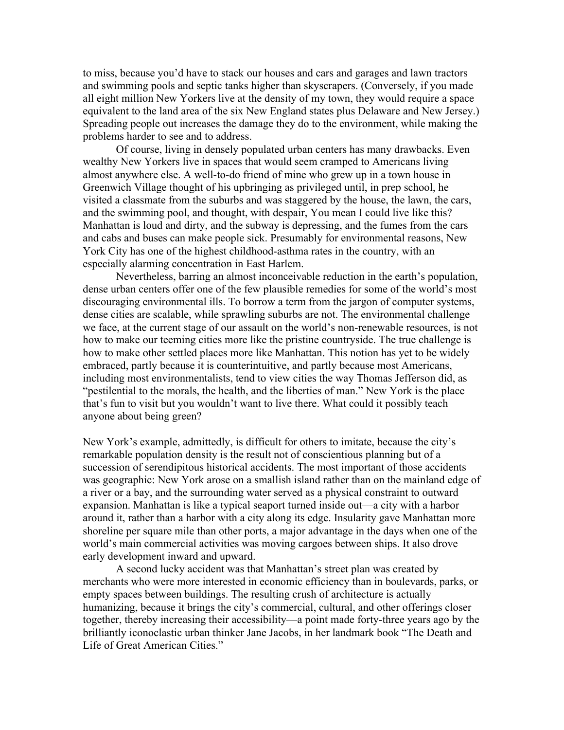to miss, because you'd have to stack our houses and cars and garages and lawn tractors and swimming pools and septic tanks higher than skyscrapers. (Conversely, if you made all eight million New Yorkers live at the density of my town, they would require a space equivalent to the land area of the six New England states plus Delaware and New Jersey.) Spreading people out increases the damage they do to the environment, while making the problems harder to see and to address.

Of course, living in densely populated urban centers has many drawbacks. Even wealthy New Yorkers live in spaces that would seem cramped to Americans living almost anywhere else. A well-to-do friend of mine who grew up in a town house in Greenwich Village thought of his upbringing as privileged until, in prep school, he visited a classmate from the suburbs and was staggered by the house, the lawn, the cars, and the swimming pool, and thought, with despair, You mean I could live like this? Manhattan is loud and dirty, and the subway is depressing, and the fumes from the cars and cabs and buses can make people sick. Presumably for environmental reasons, New York City has one of the highest childhood-asthma rates in the country, with an especially alarming concentration in East Harlem.

Nevertheless, barring an almost inconceivable reduction in the earth's population, dense urban centers offer one of the few plausible remedies for some of the world's most discouraging environmental ills. To borrow a term from the jargon of computer systems, dense cities are scalable, while sprawling suburbs are not. The environmental challenge we face, at the current stage of our assault on the world's non-renewable resources, is not how to make our teeming cities more like the pristine countryside. The true challenge is how to make other settled places more like Manhattan. This notion has yet to be widely embraced, partly because it is counterintuitive, and partly because most Americans, including most environmentalists, tend to view cities the way Thomas Jefferson did, as "pestilential to the morals, the health, and the liberties of man." New York is the place that's fun to visit but you wouldn't want to live there. What could it possibly teach anyone about being green?

New York's example, admittedly, is difficult for others to imitate, because the city's remarkable population density is the result not of conscientious planning but of a succession of serendipitous historical accidents. The most important of those accidents was geographic: New York arose on a smallish island rather than on the mainland edge of a river or a bay, and the surrounding water served as a physical constraint to outward expansion. Manhattan is like a typical seaport turned inside out—a city with a harbor around it, rather than a harbor with a city along its edge. Insularity gave Manhattan more shoreline per square mile than other ports, a major advantage in the days when one of the world's main commercial activities was moving cargoes between ships. It also drove early development inward and upward.

A second lucky accident was that Manhattan's street plan was created by merchants who were more interested in economic efficiency than in boulevards, parks, or empty spaces between buildings. The resulting crush of architecture is actually humanizing, because it brings the city's commercial, cultural, and other offerings closer together, thereby increasing their accessibility—a point made forty-three years ago by the brilliantly iconoclastic urban thinker Jane Jacobs, in her landmark book "The Death and Life of Great American Cities."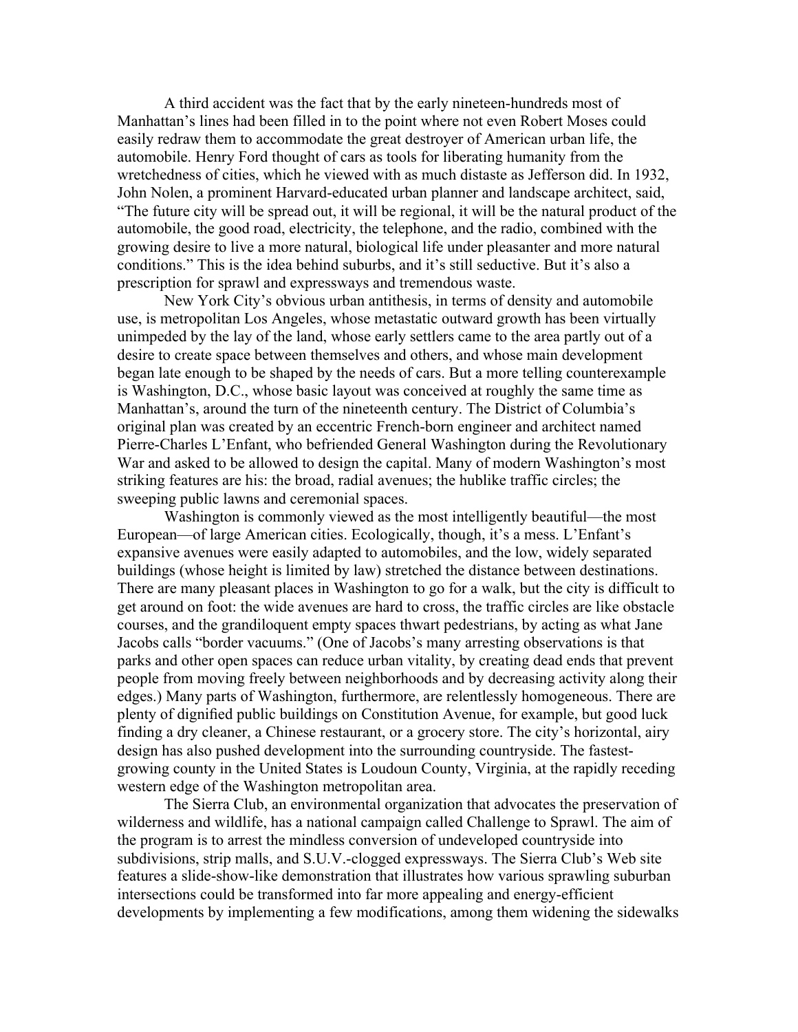A third accident was the fact that by the early nineteen-hundreds most of Manhattan's lines had been filled in to the point where not even Robert Moses could easily redraw them to accommodate the great destroyer of American urban life, the automobile. Henry Ford thought of cars as tools for liberating humanity from the wretchedness of cities, which he viewed with as much distaste as Jefferson did. In 1932, John Nolen, a prominent Harvard-educated urban planner and landscape architect, said, "The future city will be spread out, it will be regional, it will be the natural product of the automobile, the good road, electricity, the telephone, and the radio, combined with the growing desire to live a more natural, biological life under pleasanter and more natural conditions." This is the idea behind suburbs, and it's still seductive. But it's also a prescription for sprawl and expressways and tremendous waste.

New York City's obvious urban antithesis, in terms of density and automobile use, is metropolitan Los Angeles, whose metastatic outward growth has been virtually unimpeded by the lay of the land, whose early settlers came to the area partly out of a desire to create space between themselves and others, and whose main development began late enough to be shaped by the needs of cars. But a more telling counterexample is Washington, D.C., whose basic layout was conceived at roughly the same time as Manhattan's, around the turn of the nineteenth century. The District of Columbia's original plan was created by an eccentric French-born engineer and architect named Pierre-Charles L'Enfant, who befriended General Washington during the Revolutionary War and asked to be allowed to design the capital. Many of modern Washington's most striking features are his: the broad, radial avenues; the hublike traffic circles; the sweeping public lawns and ceremonial spaces.

Washington is commonly viewed as the most intelligently beautiful—the most European—of large American cities. Ecologically, though, it's a mess. L'Enfant's expansive avenues were easily adapted to automobiles, and the low, widely separated buildings (whose height is limited by law) stretched the distance between destinations. There are many pleasant places in Washington to go for a walk, but the city is difficult to get around on foot: the wide avenues are hard to cross, the traffic circles are like obstacle courses, and the grandiloquent empty spaces thwart pedestrians, by acting as what Jane Jacobs calls "border vacuums." (One of Jacobs's many arresting observations is that parks and other open spaces can reduce urban vitality, by creating dead ends that prevent people from moving freely between neighborhoods and by decreasing activity along their edges.) Many parts of Washington, furthermore, are relentlessly homogeneous. There are plenty of dignified public buildings on Constitution Avenue, for example, but good luck finding a dry cleaner, a Chinese restaurant, or a grocery store. The city's horizontal, airy design has also pushed development into the surrounding countryside. The fastest-growing county in the United States is Loudoun County, Virginia, at the rapidly receding western edge of the Washington metropolitan area.

The Sierra Club, an environmental organization that advocates the preservation of wilderness and wildlife, has a national campaign called Challenge to Sprawl. The aim of the program is to arrest the mindless conversion of undeveloped countryside into subdivisions, strip malls, and S.U.V.-clogged expressways. The Sierra Club's Web site features a slide-show-like demonstration that illustrates how various sprawling suburban intersections could be transformed into far more appealing and energy-efficient developments by implementing a few modifications, among them widening the sidewalks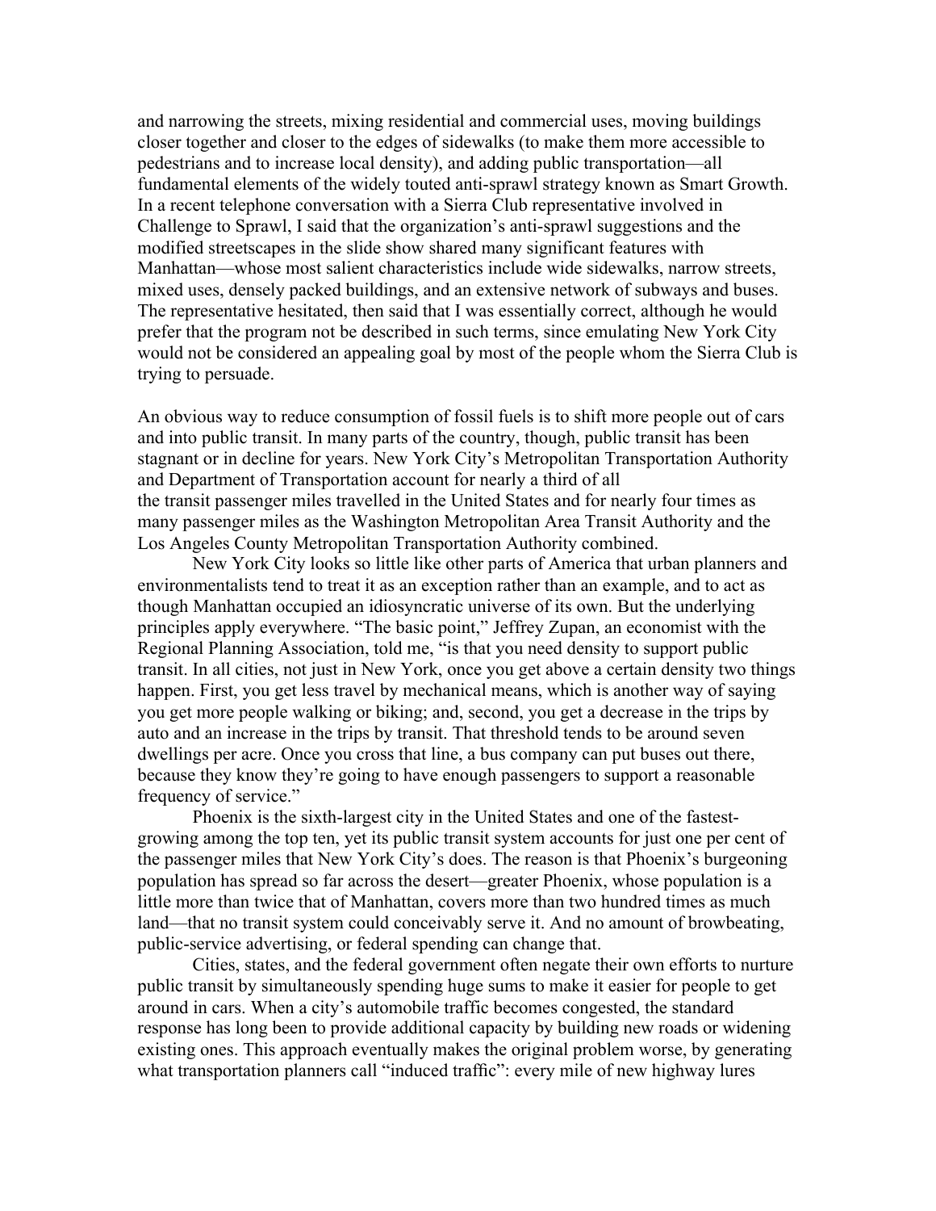and narrowing the streets, mixing residential and commercial uses, moving buildings closer together and closer to the edges of sidewalks (to make them more accessible to pedestrians and to increase local density), and adding public transportation—all fundamental elements of the widely touted anti-sprawl strategy known as Smart Growth. In a recent telephone conversation with a Sierra Club representative involved in Challenge to Sprawl, I said that the organization's anti-sprawl suggestions and the modified streetscapes in the slide show shared many significant features with Manhattan—whose most salient characteristics include wide sidewalks, narrow streets, mixed uses, densely packed buildings, and an extensive network of subways and buses. The representative hesitated, then said that I was essentially correct, although he would prefer that the program not be described in such terms, since emulating New York City would not be considered an appealing goal by most of the people whom the Sierra Club is trying to persuade.

An obvious way to reduce consumption of fossil fuels is to shift more people out of cars and into public transit. In many parts of the country, though, public transit has been stagnant or in decline for years. New York City's Metropolitan Transportation Authority and Department of Transportation account for nearly a third of all the transit passenger miles travelled in the United States and for nearly four times as many passenger miles as the Washington Metropolitan Area Transit Authority and the Los Angeles County Metropolitan Transportation Authority combined.

New York City looks so little like other parts of America that urban planners and environmentalists tend to treat it as an exception rather than an example, and to act as though Manhattan occupied an idiosyncratic universe of its own. But the underlying principles apply everywhere. "The basic point," Jeffrey Zupan, an economist with the Regional Planning Association, told me, "is that you need density to support public transit. In all cities, not just in New York, once you get above a certain density two things happen. First, you get less travel by mechanical means, which is another way of saying you get more people walking or biking; and, second, you get a decrease in the trips by auto and an increase in the trips by transit. That threshold tends to be around seven dwellings per acre. Once you cross that line, a bus company can put buses out there, because they know they're going to have enough passengers to support a reasonable frequency of service."

Phoenix is the sixth-largest city in the United States and one of the fastest-growing among the top ten, yet its public transit system accounts for just one per cent of the passenger miles that New York City's does. The reason is that Phoenix's burgeoning population has spread so far across the desert—greater Phoenix, whose population is a little more than twice that of Manhattan, covers more than two hundred times as much land—that no transit system could conceivably serve it. And no amount of browbeating, public-service advertising, or federal spending can change that.

Cities, states, and the federal government often negate their own efforts to nurture public transit by simultaneously spending huge sums to make it easier for people to get around in cars. When a city's automobile traffic becomes congested, the standard response has long been to provide additional capacity by building new roads or widening existing ones. This approach eventually makes the original problem worse, by generating what transportation planners call "induced traffic": every mile of new highway lures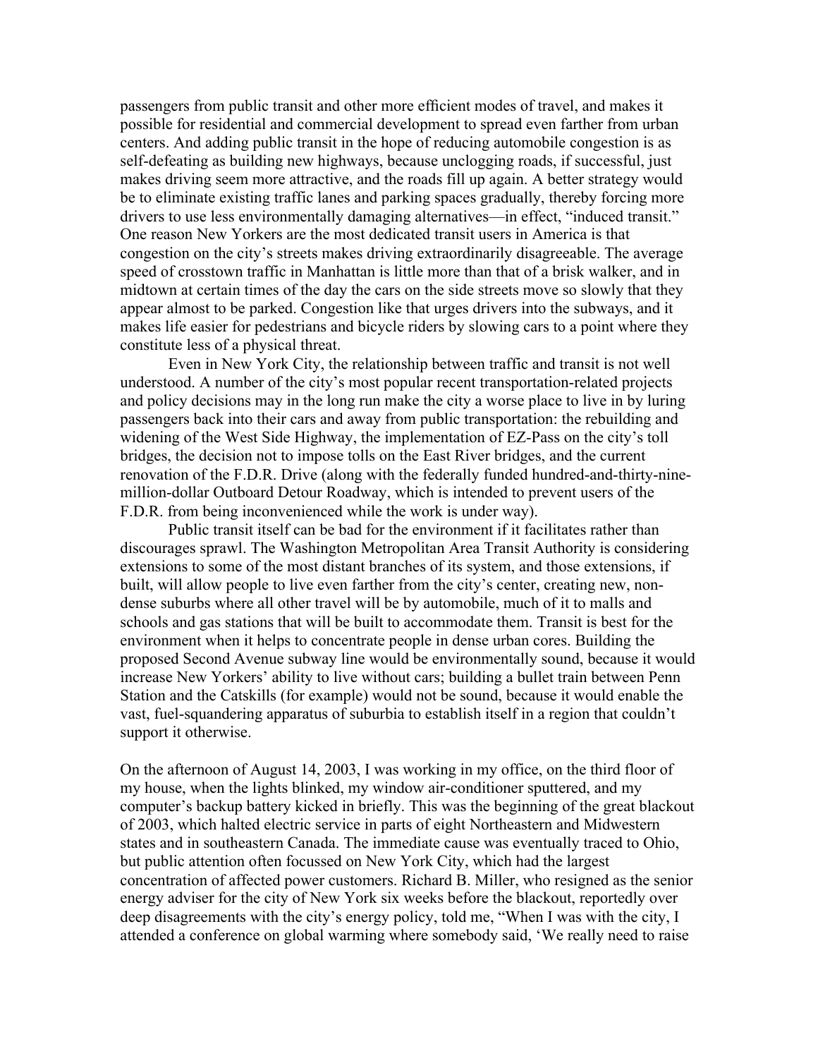passengers from public transit and other more efficient modes of travel, and makes it possible for residential and commercial development to spread even farther from urban centers. And adding public transit in the hope of reducing automobile congestion is as self-defeating as building new highways, because unclogging roads, if successful, just makes driving seem more attractive, and the roads fill up again. A better strategy would be to eliminate existing traffic lanes and parking spaces gradually, thereby forcing more drivers to use less environmentally damaging alternatives—in effect, "induced transit." One reason New Yorkers are the most dedicated transit users in America is that congestion on the city's streets makes driving extraordinarily disagreeable. The average speed of crosstown traffic in Manhattan is little more than that of a brisk walker, and in midtown at certain times of the day the cars on the side streets move so slowly that they appear almost to be parked. Congestion like that urges drivers into the subways, and it makes life easier for pedestrians and bicycle riders by slowing cars to a point where they constitute less of a physical threat.

Even in New York City, the relationship between traffic and transit is not well understood. A number of the city's most popular recent transportation-related projects and policy decisions may in the long run make the city a worse place to live in by luring passengers back into their cars and away from public transportation: the rebuilding and widening of the West Side Highway, the implementation of EZ-Pass on the city's toll bridges, the decision not to impose tolls on the East River bridges, and the current renovation of the F.D.R. Drive (along with the federally funded hundred-and-thirty-nine-million-dollar Outboard Detour Roadway, which is intended to prevent users of the F.D.R. from being inconvenienced while the work is under way).

Public transit itself can be bad for the environment if it facilitates rather than discourages sprawl. The Washington Metropolitan Area Transit Authority is considering extensions to some of the most distant branches of its system, and those extensions, if built, will allow people to live even farther from the city's center, creating new, non-dense suburbs where all other travel will be by automobile, much of it to malls and schools and gas stations that will be built to accommodate them. Transit is best for the environment when it helps to concentrate people in dense urban cores. Building the proposed Second Avenue subway line would be environmentally sound, because it would increase New Yorkers' ability to live without cars; building a bullet train between Penn Station and the Catskills (for example) would not be sound, because it would enable the vast, fuel-squandering apparatus of suburbia to establish itself in a region that couldn't support it otherwise.

On the afternoon of August 14, 2003, I was working in my office, on the third floor of my house, when the lights blinked, my window air-conditioner sputtered, and my computer's backup battery kicked in briefly. This was the beginning of the great blackout of 2003, which halted electric service in parts of eight Northeastern and Midwestern states and in southeastern Canada. The immediate cause was eventually traced to Ohio, but public attention often focussed on New York City, which had the largest concentration of affected power customers. Richard B. Miller, who resigned as the senior energy adviser for the city of New York six weeks before the blackout, reportedly over deep disagreements with the city's energy policy, told me, "When I was with the city, I attended a conference on global warming where somebody said, 'We really need to raise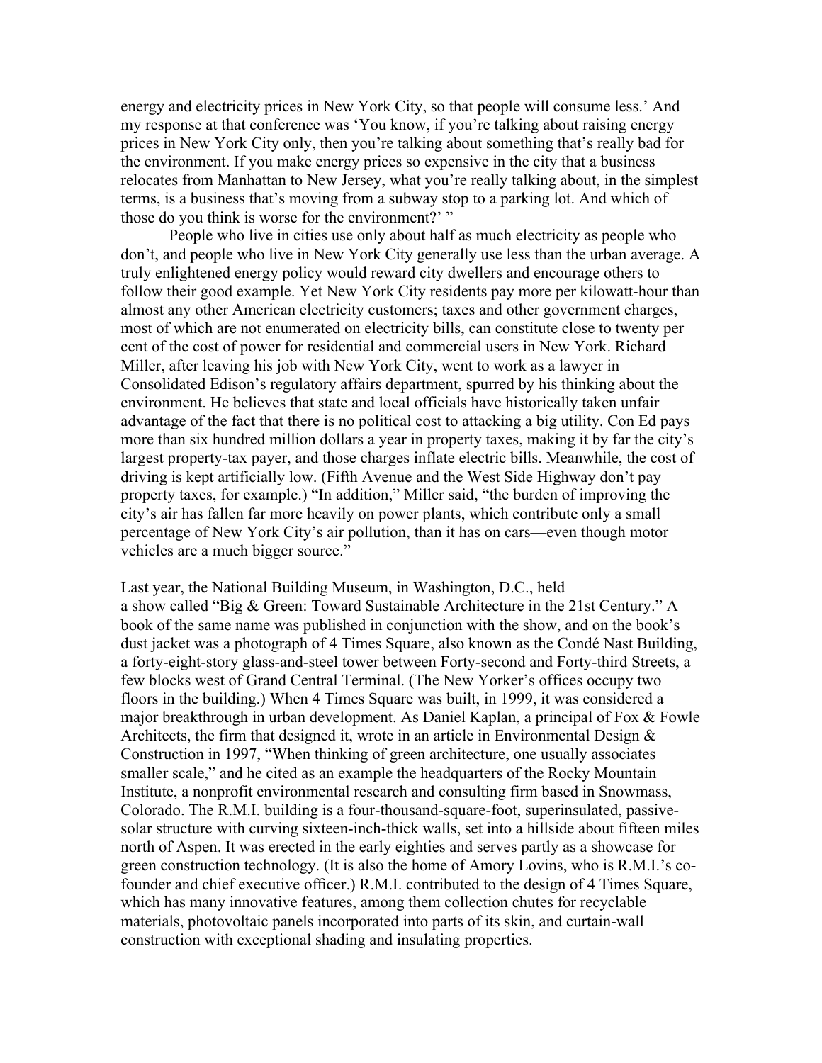energy and electricity prices in New York City, so that people will consume less.' And my response at that conference was 'You know, if you're talking about raising energy prices in New York City only, then you're talking about something that's really bad for the environment. If you make energy prices so expensive in the city that a business relocates from Manhattan to New Jersey, what you're really talking about, in the simplest terms, is a business that's moving from a subway stop to a parking lot. And which of those do you think is worse for the environment?' "

People who live in cities use only about half as much electricity as people who don't, and people who live in New York City generally use less than the urban average. A truly enlightened energy policy would reward city dwellers and encourage others to follow their good example. Yet New York City residents pay more per kilowatt-hour than almost any other American electricity customers; taxes and other government charges, most of which are not enumerated on electricity bills, can constitute close to twenty per cent of the cost of power for residential and commercial users in New York. Richard Miller, after leaving his job with New York City, went to work as a lawyer in Consolidated Edison's regulatory affairs department, spurred by his thinking about the environment. He believes that state and local officials have historically taken unfair advantage of the fact that there is no political cost to attacking a big utility. Con Ed pays more than six hundred million dollars a year in property taxes, making it by far the city's largest property-tax payer, and those charges inflate electric bills. Meanwhile, the cost of driving is kept artificially low. (Fifth Avenue and the West Side Highway don't pay property taxes, for example.) "In addition," Miller said, "the burden of improving the city's air has fallen far more heavily on power plants, which contribute only a small percentage of New York City's air pollution, than it has on cars—even though motor vehicles are a much bigger source."

Last year, the National Building Museum, in Washington, D.C., held a show called "Big & Green: Toward Sustainable Architecture in the 21st Century." A book of the same name was published in conjunction with the show, and on the book's dust jacket was a photograph of 4 Times Square, also known as the Condé Nast Building, a forty-eight-story glass-and-steel tower between Forty-second and Forty-third Streets, a few blocks west of Grand Central Terminal. (The New Yorker's offices occupy two floors in the building.) When 4 Times Square was built, in 1999, it was considered a major breakthrough in urban development. As Daniel Kaplan, a principal of Fox & Fowle Architects, the firm that designed it, wrote in an article in Environmental Design & Construction in 1997, "When thinking of green architecture, one usually associates smaller scale," and he cited as an example the headquarters of the Rocky Mountain Institute, a nonprofit environmental research and consulting firm based in Snowmass, Colorado. The R.M.I. building is a four-thousand-square-foot, superinsulated, passive-solar structure with curving sixteen-inch-thick walls, set into a hillside about fifteen miles north of Aspen. It was erected in the early eighties and serves partly as a showcase for green construction technology. (It is also the home of Amory Lovins, who is R.M.I.'s co-founder and chief executive officer.) R.M.I. contributed to the design of 4 Times Square, which has many innovative features, among them collection chutes for recyclable materials, photovoltaic panels incorporated into parts of its skin, and curtain-wall construction with exceptional shading and insulating properties.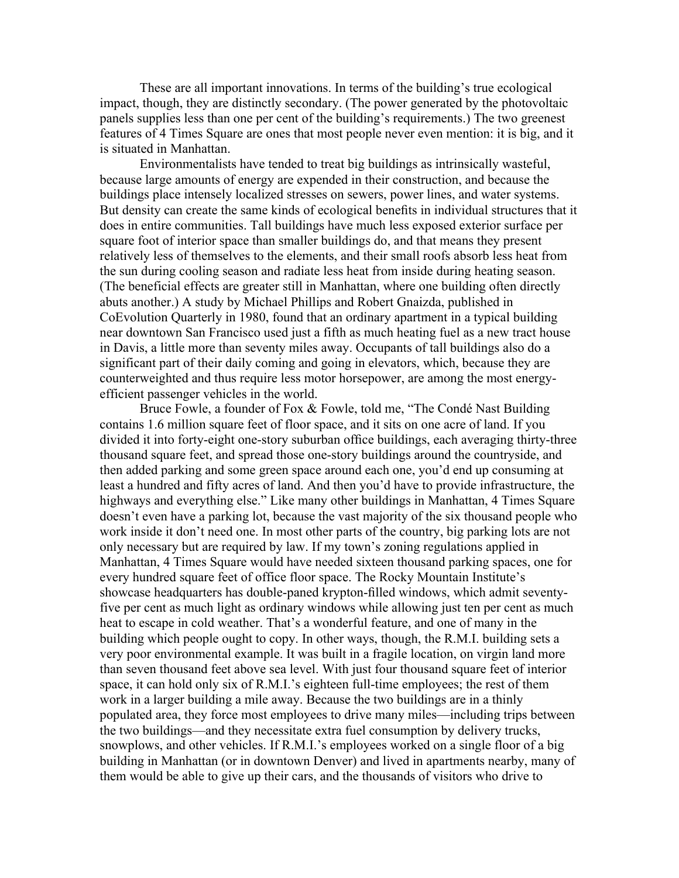These are all important innovations. In terms of the building's true ecological impact, though, they are distinctly secondary. (The power generated by the photovoltaic panels supplies less than one per cent of the building's requirements.) The two greenest features of 4 Times Square are ones that most people never even mention: it is big, and it is situated in Manhattan.

Environmentalists have tended to treat big buildings as intrinsically wasteful, because large amounts of energy are expended in their construction, and because the buildings place intensely localized stresses on sewers, power lines, and water systems. But density can create the same kinds of ecological benefits in individual structures that it does in entire communities. Tall buildings have much less exposed exterior surface per square foot of interior space than smaller buildings do, and that means they present relatively less of themselves to the elements, and their small roofs absorb less heat from the sun during cooling season and radiate less heat from inside during heating season. (The beneficial effects are greater still in Manhattan, where one building often directly abuts another.) A study by Michael Phillips and Robert Gnaizda, published in CoEvolution Quarterly in 1980, found that an ordinary apartment in a typical building near downtown San Francisco used just a fifth as much heating fuel as a new tract house in Davis, a little more than seventy miles away. Occupants of tall buildings also do a significant part of their daily coming and going in elevators, which, because they are counterweighted and thus require less motor horsepower, are among the most energy-efficient passenger vehicles in the world.

Bruce Fowle, a founder of Fox & Fowle, told me, "The Condé Nast Building contains 1.6 million square feet of floor space, and it sits on one acre of land. If you divided it into forty-eight one-story suburban office buildings, each averaging thirty-three thousand square feet, and spread those one-story buildings around the countryside, and then added parking and some green space around each one, you'd end up consuming at least a hundred and fifty acres of land. And then you'd have to provide infrastructure, the highways and everything else." Like many other buildings in Manhattan, 4 Times Square doesn't even have a parking lot, because the vast majority of the six thousand people who work inside it don't need one. In most other parts of the country, big parking lots are not only necessary but are required by law. If my town's zoning regulations applied in Manhattan, 4 Times Square would have needed sixteen thousand parking spaces, one for every hundred square feet of office floor space. The Rocky Mountain Institute's showcase headquarters has double-paned krypton-filled windows, which admit seventy-five per cent as much light as ordinary windows while allowing just ten per cent as much heat to escape in cold weather. That's a wonderful feature, and one of many in the building which people ought to copy. In other ways, though, the R.M.I. building sets a very poor environmental example. It was built in a fragile location, on virgin land more than seven thousand feet above sea level. With just four thousand square feet of interior space, it can hold only six of R.M.I.'s eighteen full-time employees; the rest of them work in a larger building a mile away. Because the two buildings are in a thinly populated area, they force most employees to drive many miles—including trips between the two buildings—and they necessitate extra fuel consumption by delivery trucks, snowplows, and other vehicles. If R.M.I.'s employees worked on a single floor of a big building in Manhattan (or in downtown Denver) and lived in apartments nearby, many of them would be able to give up their cars, and the thousands of visitors who drive to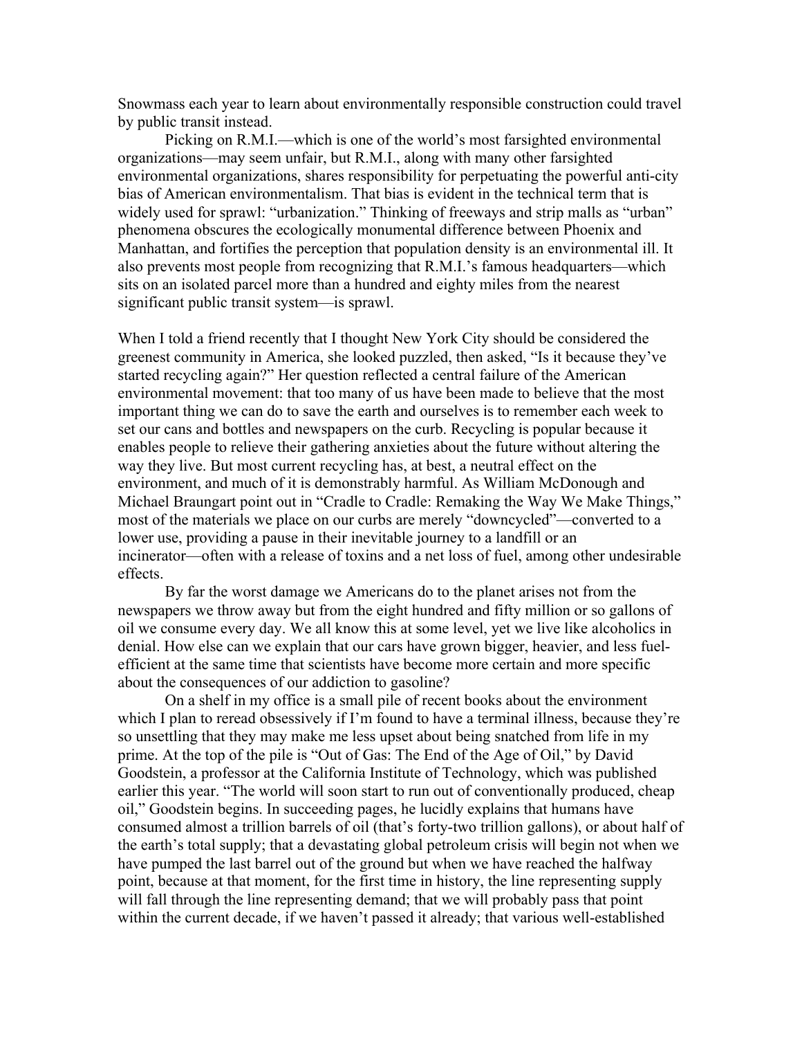Snowmass each year to learn about environmentally responsible construction could travel by public transit instead.

Picking on R.M.I.—which is one of the world's most farsighted environmental organizations—may seem unfair, but R.M.I., along with many other farsighted environmental organizations, shares responsibility for perpetuating the powerful anti-city bias of American environmentalism. That bias is evident in the technical term that is widely used for sprawl: "urbanization." Thinking of freeways and strip malls as "urban" phenomena obscures the ecologically monumental difference between Phoenix and Manhattan, and fortifies the perception that population density is an environmental ill. It also prevents most people from recognizing that R.M.I.'s famous headquarters—which sits on an isolated parcel more than a hundred and eighty miles from the nearest significant public transit system—is sprawl.

When I told a friend recently that I thought New York City should be considered the greenest community in America, she looked puzzled, then asked, "Is it because they've started recycling again?" Her question reflected a central failure of the American environmental movement: that too many of us have been made to believe that the most important thing we can do to save the earth and ourselves is to remember each week to set our cans and bottles and newspapers on the curb. Recycling is popular because it enables people to relieve their gathering anxieties about the future without altering the way they live. But most current recycling has, at best, a neutral effect on the environment, and much of it is demonstrably harmful. As William McDonough and Michael Braungart point out in "Cradle to Cradle: Remaking the Way We Make Things," most of the materials we place on our curbs are merely "downcycled"—converted to a lower use, providing a pause in their inevitable journey to a landfill or an incinerator—often with a release of toxins and a net loss of fuel, among other undesirable effects.

By far the worst damage we Americans do to the planet arises not from the newspapers we throw away but from the eight hundred and fifty million or so gallons of oil we consume every day. We all know this at some level, yet we live like alcoholics in denial. How else can we explain that our cars have grown bigger, heavier, and less fuel-efficient at the same time that scientists have become more certain and more specific about the consequences of our addiction to gasoline?

On a shelf in my office is a small pile of recent books about the environment which I plan to reread obsessively if I'm found to have a terminal illness, because they're so unsettling that they may make me less upset about being snatched from life in my prime. At the top of the pile is "Out of Gas: The End of the Age of Oil," by David Goodstein, a professor at the California Institute of Technology, which was published earlier this year. "The world will soon start to run out of conventionally produced, cheap oil," Goodstein begins. In succeeding pages, he lucidly explains that humans have consumed almost a trillion barrels of oil (that's forty-two trillion gallons), or about half of the earth's total supply; that a devastating global petroleum crisis will begin not when we have pumped the last barrel out of the ground but when we have reached the halfway point, because at that moment, for the first time in history, the line representing supply will fall through the line representing demand; that we will probably pass that point within the current decade, if we haven't passed it already; that various well-established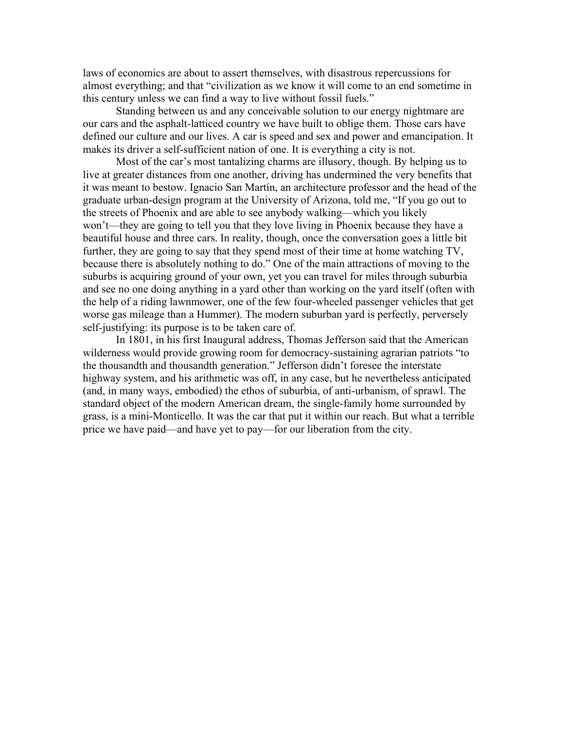laws of economics are about to assert themselves, with disastrous repercussions for almost everything; and that "civilization as we know it will come to an end sometime in this century unless we can find a way to live without fossil fuels."

Standing between us and any conceivable solution to our energy nightmare are our cars and the asphalt-latticed country we have built to oblige them. Those cars have defined our culture and our lives. A car is speed and sex and power and emancipation. It makes its driver a self-sufficient nation of one. It is everything a city is not.

Most of the car's most tantalizing charms are illusory, though. By helping us to live at greater distances from one another, driving has undermined the very benefits that it was meant to bestow. Ignacio San Martín, an architecture professor and the head of the graduate urban-design program at the University of Arizona, told me, "If you go out to the streets of Phoenix and are able to see anybody walking—which you likely won't—they are going to tell you that they love living in Phoenix because they have a beautiful house and three cars. In reality, though, once the conversation goes a little bit further, they are going to say that they spend most of their time at home watching TV, because there is absolutely nothing to do." One of the main attractions of moving to the suburbs is acquiring ground of your own, yet you can travel for miles through suburbia and see no one doing anything in a yard other than working on the yard itself (often with the help of a riding lawnmower, one of the few four-wheeled passenger vehicles that get worse gas mileage than a Hummer). The modern suburban yard is perfectly, perversely self-justifying: its purpose is to be taken care of.

In 1801, in his first Inaugural address, Thomas Jefferson said that the American wilderness would provide growing room for democracy-sustaining agrarian patriots "to the thousandth and thousandth generation." Jefferson didn't foresee the interstate highway system, and his arithmetic was off, in any case, but he nevertheless anticipated (and, in many ways, embodied) the ethos of suburbia, of anti-urbanism, of sprawl. The standard object of the modern American dream, the single-family home surrounded by grass, is a mini-Monticello. It was the car that put it within our reach. But what a terrible price we have paid—and have yet to pay—for our liberation from the city.